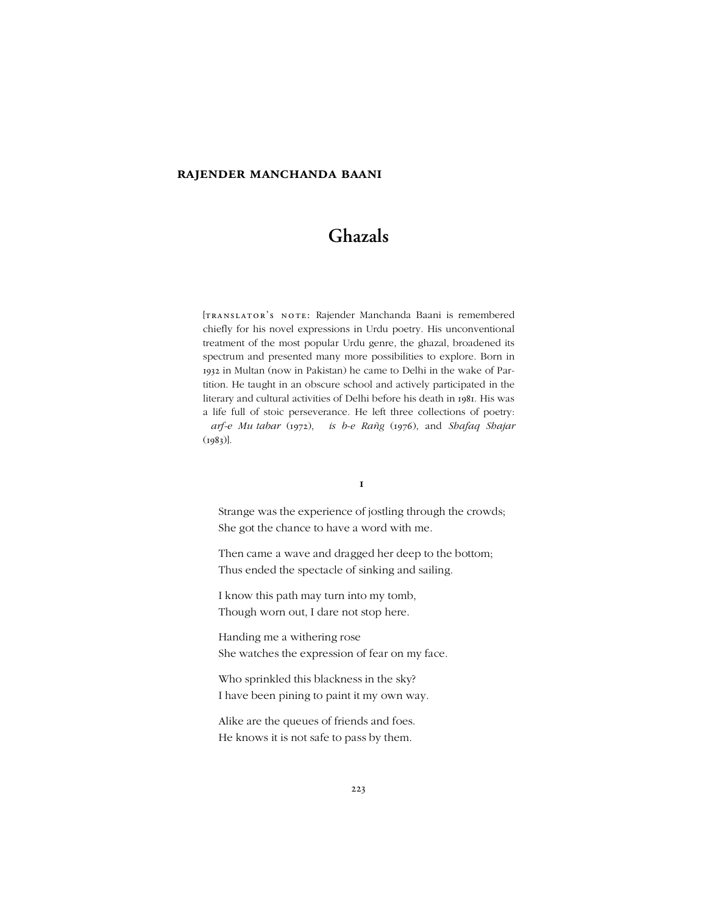**RAJENDER MANCHANDA BAANI**

# Ghazals

[TRANSLATOR'S NOTE: Rajender Manchanda Baani is remembered chiefly for his novel expressions in Urdu poetry. His unconventional treatment of the most popular Urdu genre, the ghazal, broadened its spectrum and presented many more possibilities to explore. Born in 1932 in Multan (now in Pakistan) he came to Delhi in the wake of Partition. He taught in an obscure school and actively participated in the literary and cultural activities of Delhi before his death in 1981. His was a life full of stoic perseverance. He left three collections of poetry: *arf-e Mu tabar* (1972), *is b-e Rañg* (1976), and *Shafaq Shajar* (1983)].

## 1

Strange was the experience of jostling through the crowds;
She got the chance to have a word with me.

Then came a wave and dragged her deep to the bottom;
Thus ended the spectacle of sinking and sailing.

I know this path may turn into my tomb,
Though worn out, I dare not stop here.

Handing me a withering rose
She watches the expression of fear on my face.

Who sprinkled this blackness in the sky?
I have been pining to paint it my own way.

Alike are the queues of friends and foes.
He knows it is not safe to pass by them.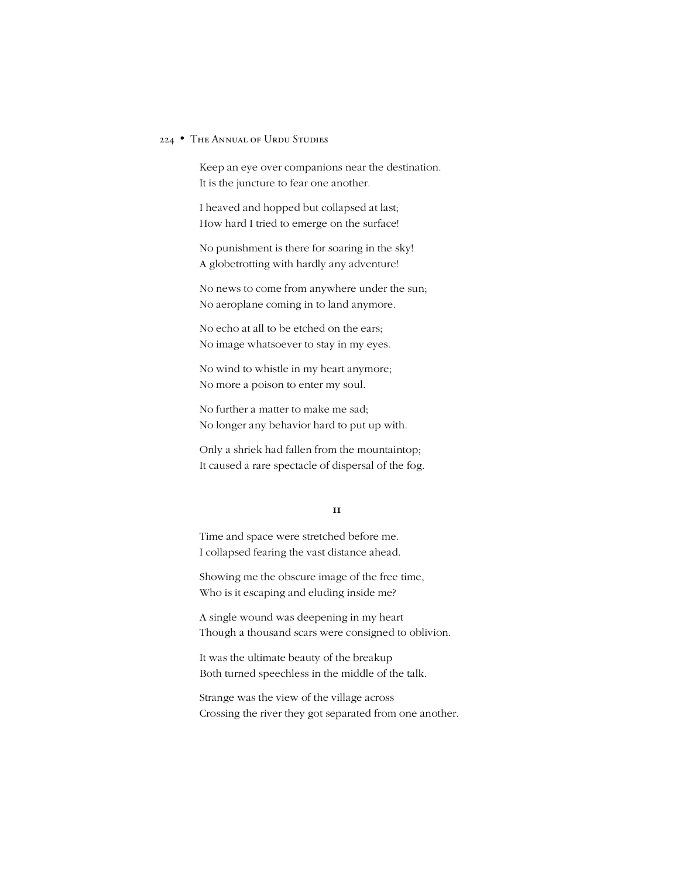Keep an eye over companions near the destination.  
It is the juncture to fear one another.

I heaved and hopped but collapsed at last;  
How hard I tried to emerge on the surface!

No punishment is there for soaring in the sky!  
A globetrotting with hardly any adventure!

No news to come from anywhere under the sun;  
No aeroplane coming in to land anymore.

No echo at all to be etched on the ears;  
No image whatsoever to stay in my eyes.

No wind to whistle in my heart anymore;  
No more a poison to enter my soul.

No further a matter to make me sad;  
No longer any behavior hard to put up with.

Only a shriek had fallen from the mountaintop;  
It caused a rare spectacle of dispersal of the fog.

II

Time and space were stretched before me.  
I collapsed fearing the vast distance ahead.

Showing me the obscure image of the free time,  
Who is it escaping and eluding inside me?

A single wound was deepening in my heart  
Though a thousand scars were consigned to oblivion.

It was the ultimate beauty of the breakup  
Both turned speechless in the middle of the talk.

Strange was the view of the village across  
Crossing the river they got separated from one another.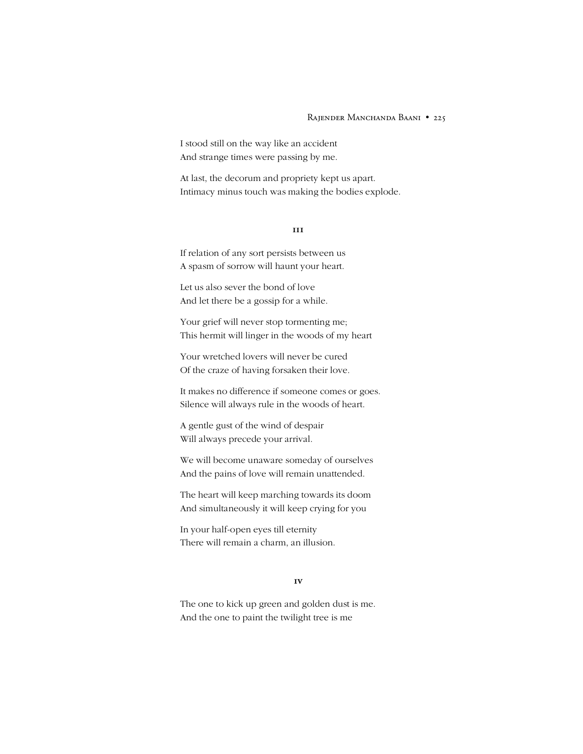I stood still on the way like an accident  
And strange times were passing by me.

At last, the decorum and propriety kept us apart.  
Intimacy minus touch was making the bodies explode.

### III

If relation of any sort persists between us  
A spasm of sorrow will haunt your heart.

Let us also sever the bond of love  
And let there be a gossip for a while.

Your grief will never stop tormenting me;  
This hermit will linger in the woods of my heart

Your wretched lovers will never be cured  
Of the craze of having forsaken their love.

It makes no difference if someone comes or goes.  
Silence will always rule in the woods of heart.

A gentle gust of the wind of despair  
Will always precede your arrival.

We will become unaware someday of ourselves  
And the pains of love will remain unattended.

The heart will keep marching towards its doom  
And simultaneously it will keep crying for you

In your half-open eyes till eternity  
There will remain a charm, an illusion.

### IV

The one to kick up green and golden dust is me.  
And the one to paint the twilight tree is me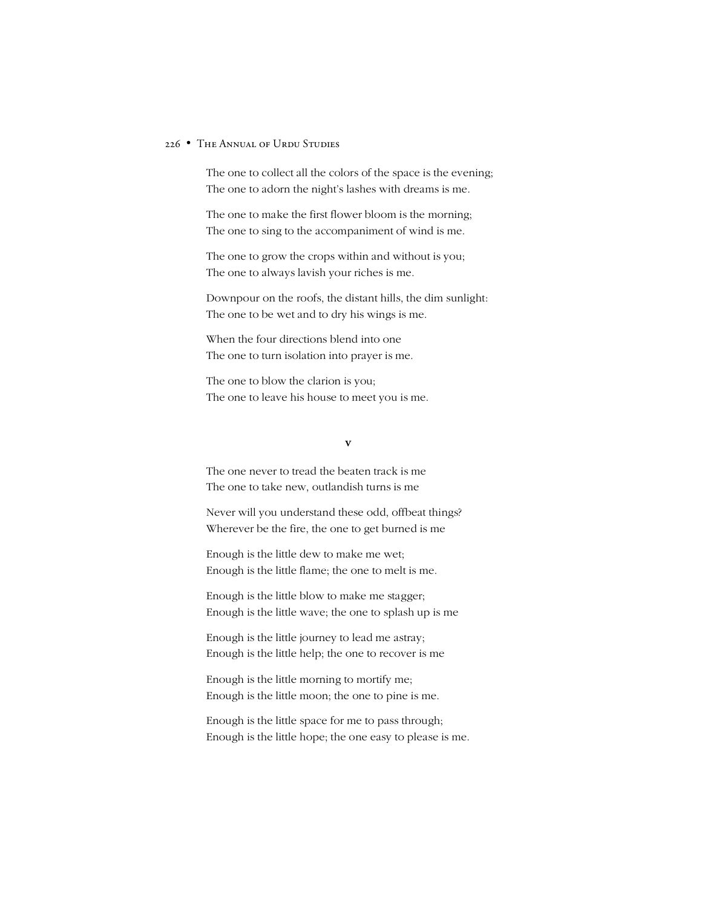The one to collect all the colors of the space is the evening;
The one to adorn the night's lashes with dreams is me.

The one to make the first flower bloom is the morning;
The one to sing to the accompaniment of wind is me.

The one to grow the crops within and without is you;
The one to always lavish your riches is me.

Downpour on the roofs, the distant hills, the dim sunlight:
The one to be wet and to dry his wings is me.

When the four directions blend into one
The one to turn isolation into prayer is me.

The one to blow the clarion is you;
The one to leave his house to meet you is me.

### V

The one never to tread the beaten track is me
The one to take new, outlandish turns is me

Never will you understand these odd, offbeat things?
Wherever be the fire, the one to get burned is me

Enough is the little dew to make me wet;
Enough is the little flame; the one to melt is me.

Enough is the little blow to make me stagger;
Enough is the little wave; the one to splash up is me

Enough is the little journey to lead me astray;
Enough is the little help; the one to recover is me

Enough is the little morning to mortify me;
Enough is the little moon; the one to pine is me.

Enough is the little space for me to pass through;
Enough is the little hope; the one easy to please is me.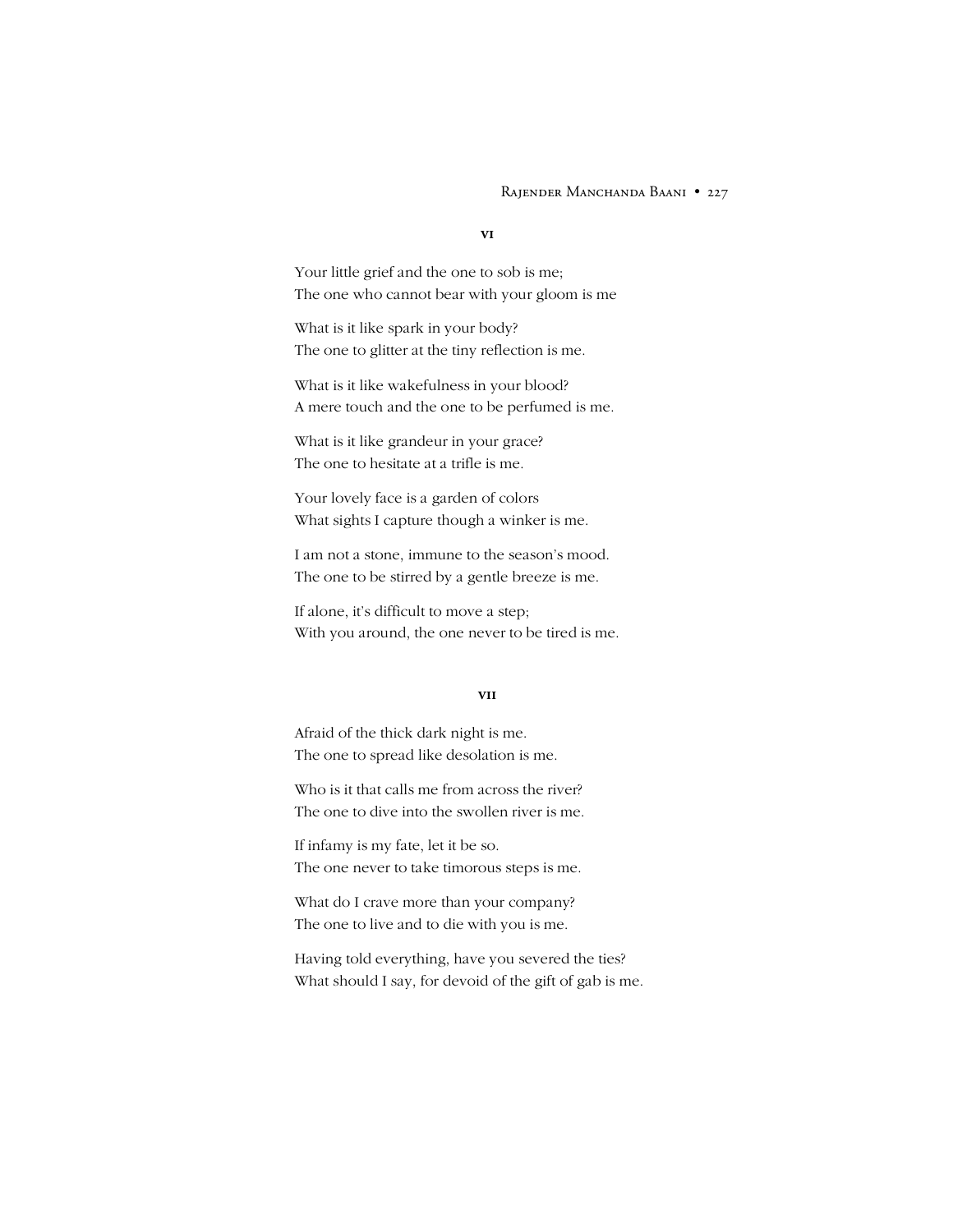### VI

Your little grief and the one to sob is me;  
The one who cannot bear with your gloom is me

What is it like spark in your body?  
The one to glitter at the tiny reflection is me.

What is it like wakefulness in your blood?  
A mere touch and the one to be perfumed is me.

What is it like grandeur in your grace?  
The one to hesitate at a trifle is me.

Your lovely face is a garden of colors  
What sights I capture though a winker is me.

I am not a stone, immune to the season's mood.  
The one to be stirred by a gentle breeze is me.

If alone, it's difficult to move a step;  
With you around, the one never to be tired is me.

### VII

Afraid of the thick dark night is me.  
The one to spread like desolation is me.

Who is it that calls me from across the river?  
The one to dive into the swollen river is me.

If infamy is my fate, let it be so.  
The one never to take timorous steps is me.

What do I crave more than your company?  
The one to live and to die with you is me.

Having told everything, have you severed the ties?  
What should I say, for devoid of the gift of gab is me.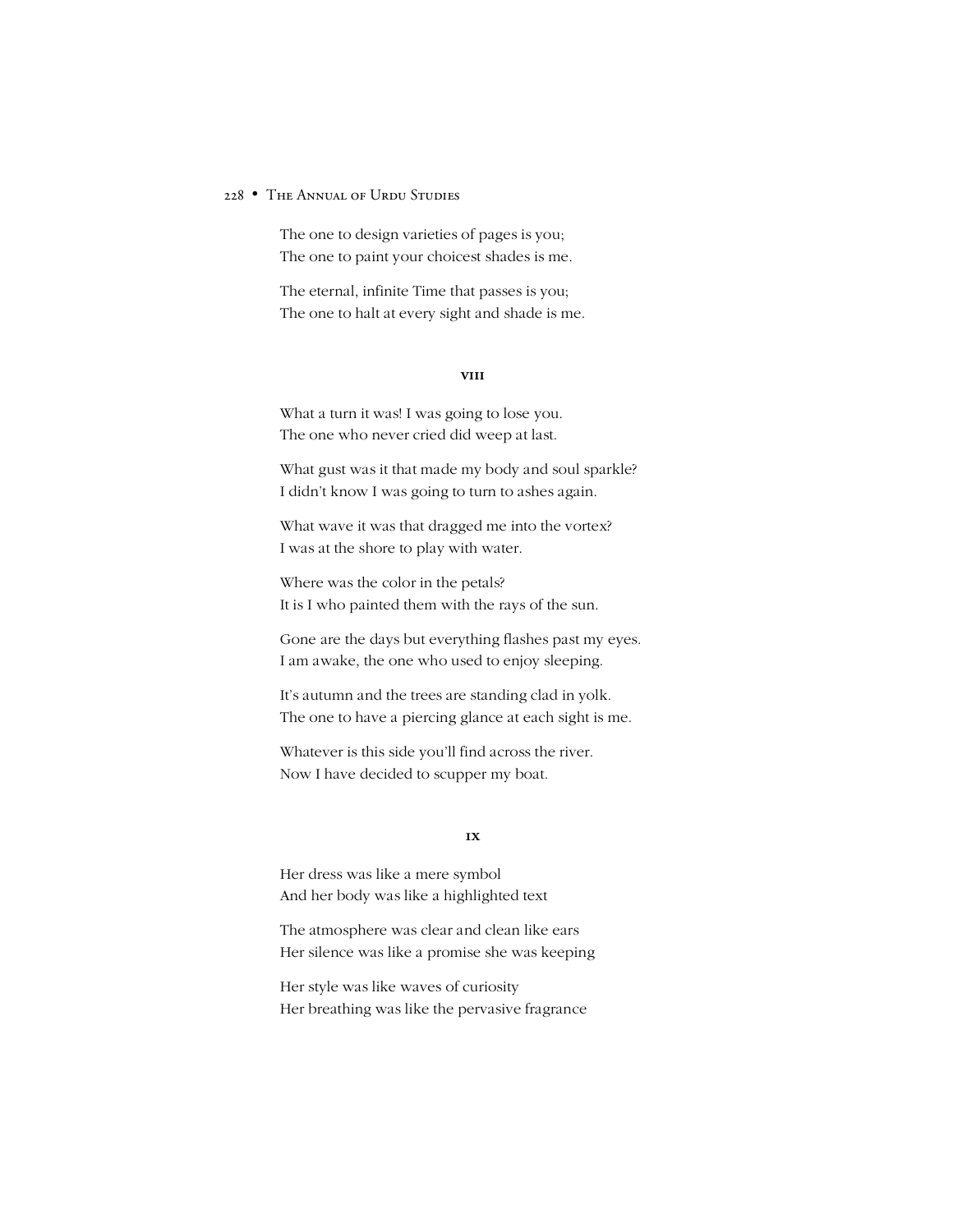The one to design varieties of pages is you;  
The one to paint your choicest shades is me.

The eternal, infinite Time that passes is you;  
The one to halt at every sight and shade is me.

### VIII

What a turn it was! I was going to lose you.  
The one who never cried did weep at last.

What gust was it that made my body and soul sparkle?  
I didn't know I was going to turn to ashes again.

What wave it was that dragged me into the vortex?  
I was at the shore to play with water.

Where was the color in the petals?  
It is I who painted them with the rays of the sun.

Gone are the days but everything flashes past my eyes.  
I am awake, the one who used to enjoy sleeping.

It's autumn and the trees are standing clad in yolk.  
The one to have a piercing glance at each sight is me.

Whatever is this side you'll find across the river.  
Now I have decided to scupper my boat.

### IX

Her dress was like a mere symbol  
And her body was like a highlighted text

The atmosphere was clear and clean like ears  
Her silence was like a promise she was keeping

Her style was like waves of curiosity  
Her breathing was like the pervasive fragrance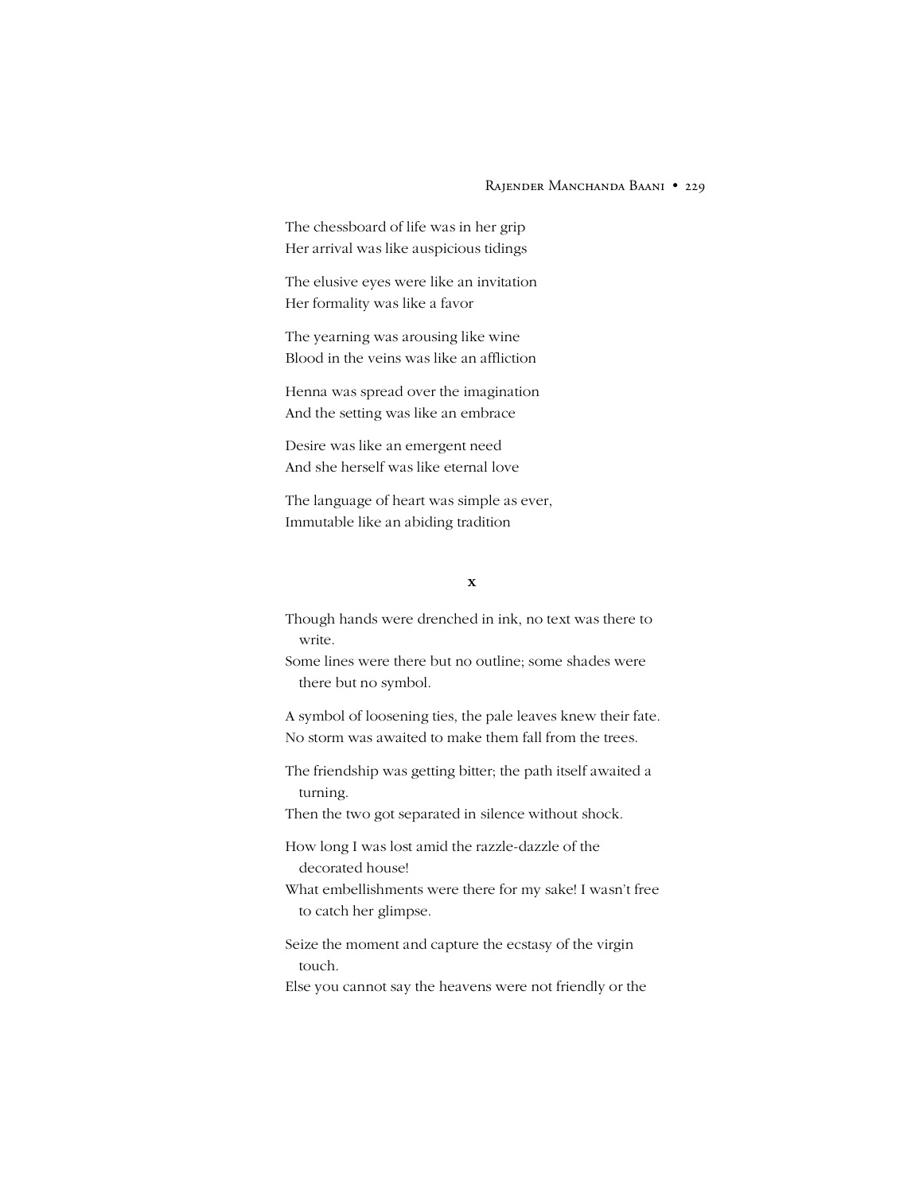The chessboard of life was in her grip
Her arrival was like auspicious tidings

The elusive eyes were like an invitation
Her formality was like a favor

The yearning was arousing like wine
Blood in the veins was like an affliction

Henna was spread over the imagination
And the setting was like an embrace

Desire was like an emergent need
And she herself was like eternal love

The language of heart was simple as ever,
Immutable like an abiding tradition

### x

Though hands were drenched in ink, no text was there to write.
Some lines were there but no outline; some shades were there but no symbol.

A symbol of loosening ties, the pale leaves knew their fate.
No storm was awaited to make them fall from the trees.

The friendship was getting bitter; the path itself awaited a turning.
Then the two got separated in silence without shock.

How long I was lost amid the razzle-dazzle of the decorated house!
What embellishments were there for my sake! I wasn't free to catch her glimpse.

Seize the moment and capture the ecstasy of the virgin touch.
Else you cannot say the heavens were not friendly or the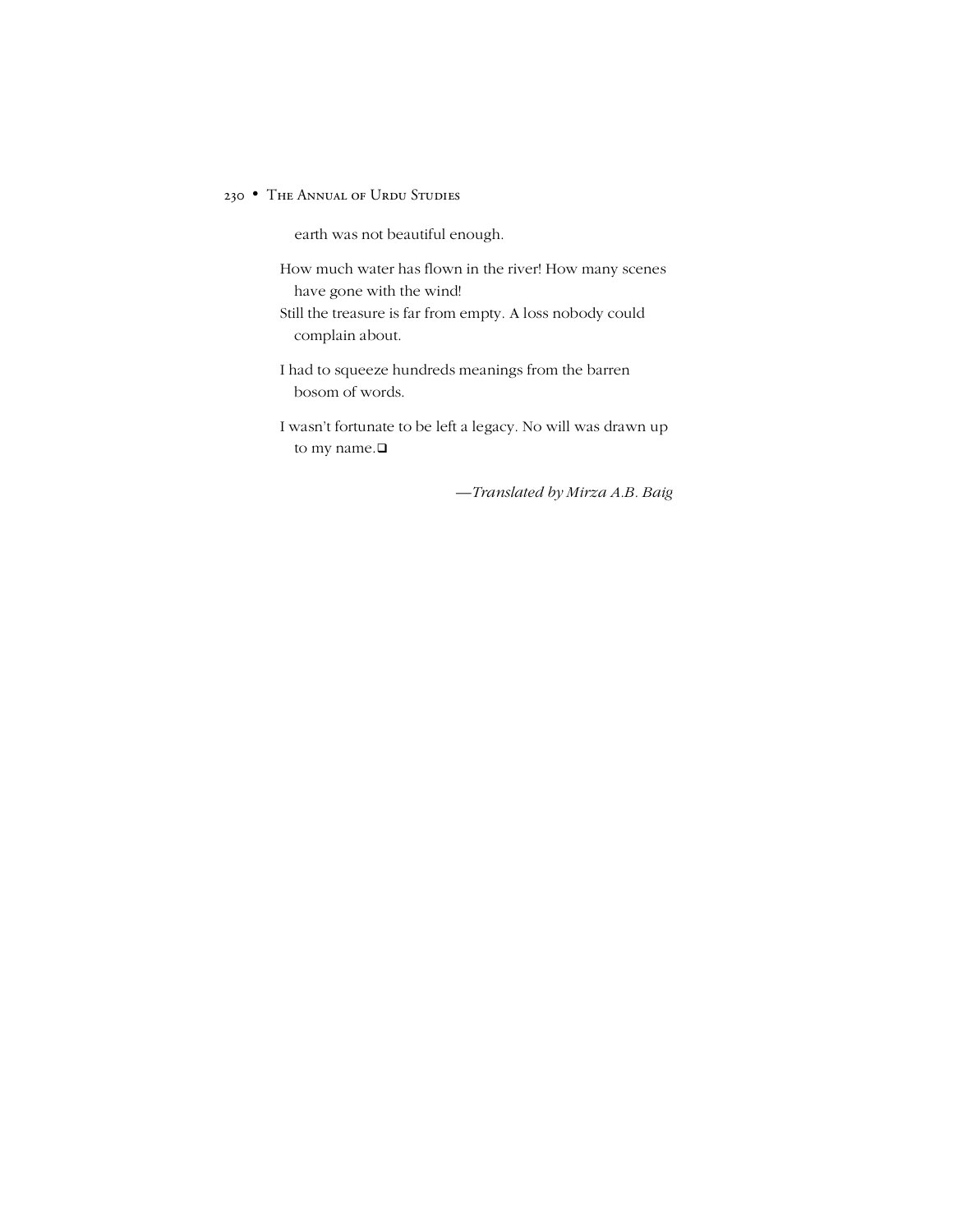earth was not beautiful enough.

How much water has flown in the river! How many scenes have gone with the wind!
Still the treasure is far from empty. A loss nobody could complain about.

I had to squeeze hundreds meanings from the barren bosom of words.

I wasn't fortunate to be left a legacy. No will was drawn up to my name.❑

—*Translated by Mirza A.B. Baig*